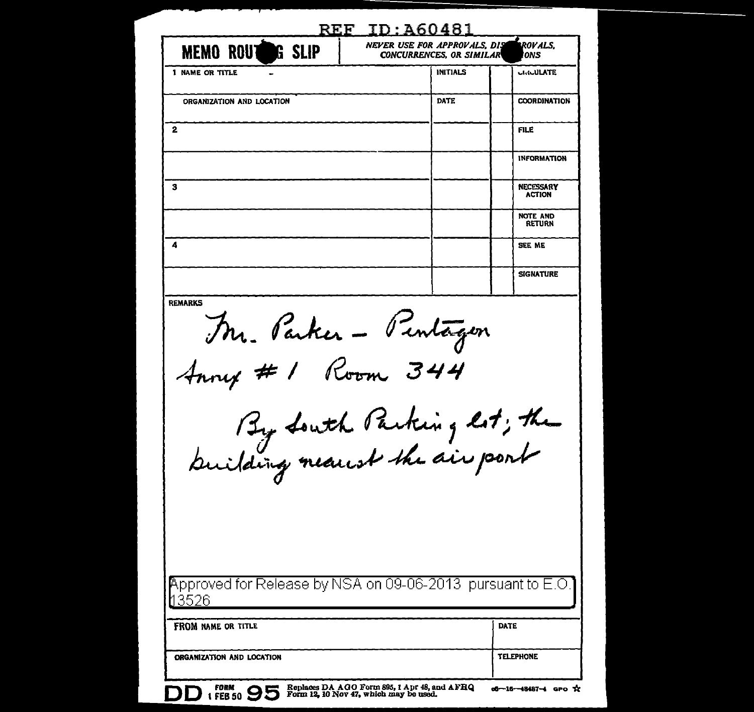REF ID:A60481

**MEMO ROUTING SLIP**

*NEVER USE FOR APPROVALS, DISAPPROVALS, CONCURRENCES, OR SIMILAR ACTIONS*

| 1 NAME OR TITLE | INITIALS | | CIRCULATE |
|---|---|---|---|
| ORGANIZATION AND LOCATION | DATE | | COORDINATION |
| 2 | | | FILE |
| | | | INFORMATION |
| 3 | | | NECESSARY ACTION |
| | | | NOTE AND RETURN |
| 4 | | | SEE ME |
| | | | SIGNATURE |

REMARKS

Mr. Parker – Pentagon
Annex #1 Room 344

By South Parking lot; the building nearest the air port

Approved for Release by NSA on 09-06-2013 pursuant to E.O. 13526

| FROM NAME OR TITLE | DATE |
|---|---|
| ORGANIZATION AND LOCATION | TELEPHONE |

DD FORM 1 FEB 50 95 Replaces DA AGO Form 895, 1 Apr 48, and AFHQ Form 12, 10 Nov 47, which may be used. 06—16—48487-4 GPO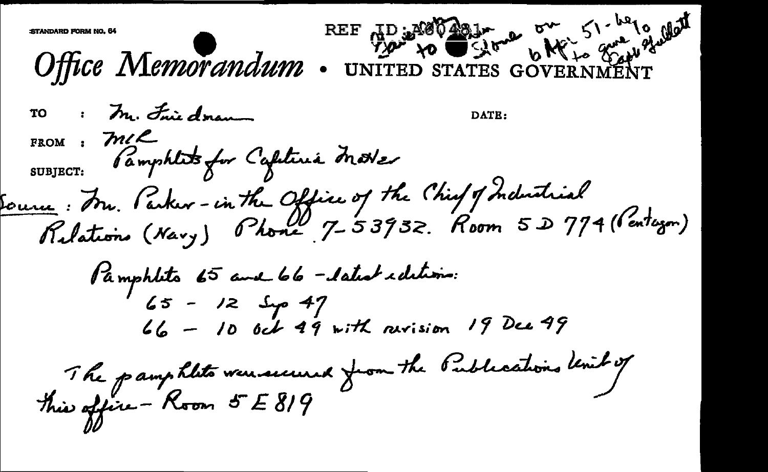STANDARD FORM NO. 64

REF ID:A60481 Gave to [?] Stone on 6 Apr 51 - he to give to Capt Gullett

# Office Memorandum • UNITED STATES GOVERNMENT

TO : Mr. Friedman

DATE:

FROM : MCL

SUBJECT: Pamphlets for Cafeteria Matter

Source: Mr. Parker - in the Office of the Chief of Industrial Relations (Navy) Phone 7-53932. Room 5 D 774 (Pentagon)

Pamphlets 65 and 66 - latest editions:

65 - 12 Sep 47

66 - 10 Oct 49 with revision 19 Dec 49

The pamphlets were secured from the Publications Unit of this office - Room 5 E 819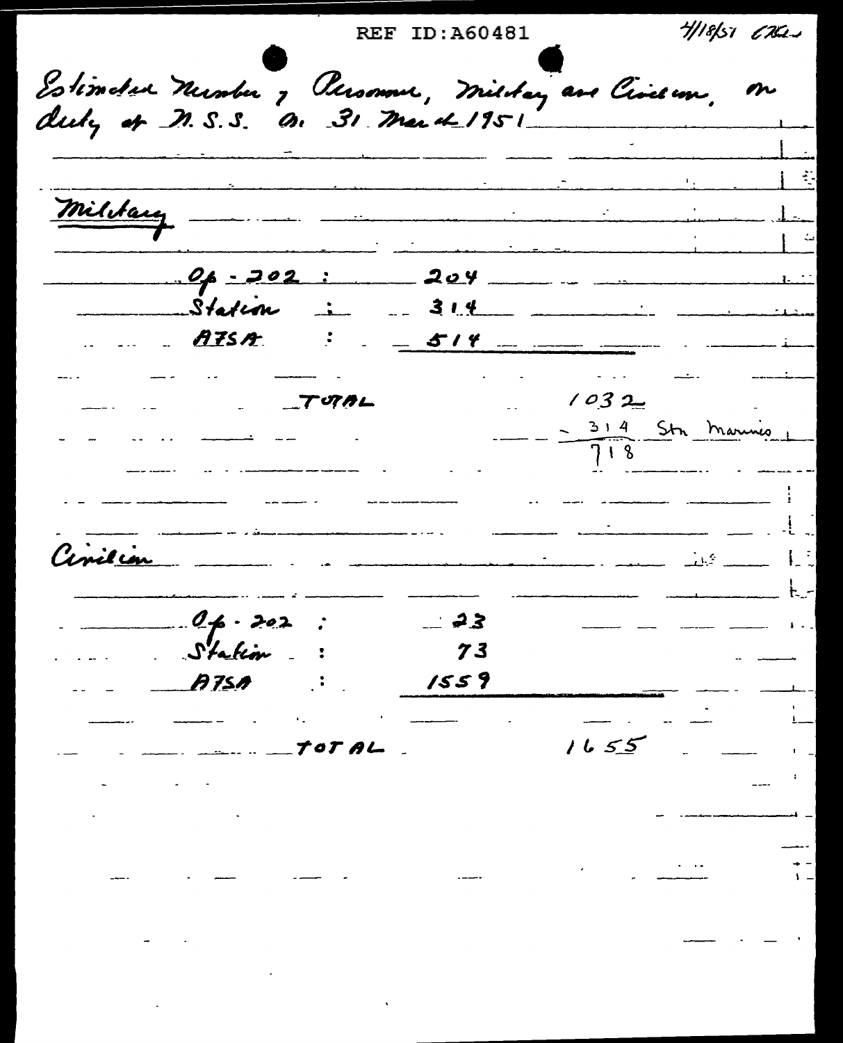REF ID:A60481

4/18/51 [illegible]

Estimated Number of Personnel, Military and Civilian, on duty at N.S.S. on 31 March 1951

**Military**

| | | |
|---|---|---|
| Op-202 | : | 204 |
| Station | : | 314 |
| AFSA | : | 514 |

TOTAL 1032

− 314 Stn Marines

718

**Civilian**

| | | |
|---|---|---|
| Op-202 | : | 23 |
| Station | : | 73 |
| AFSA | : | 1559 |

TOTAL 1655